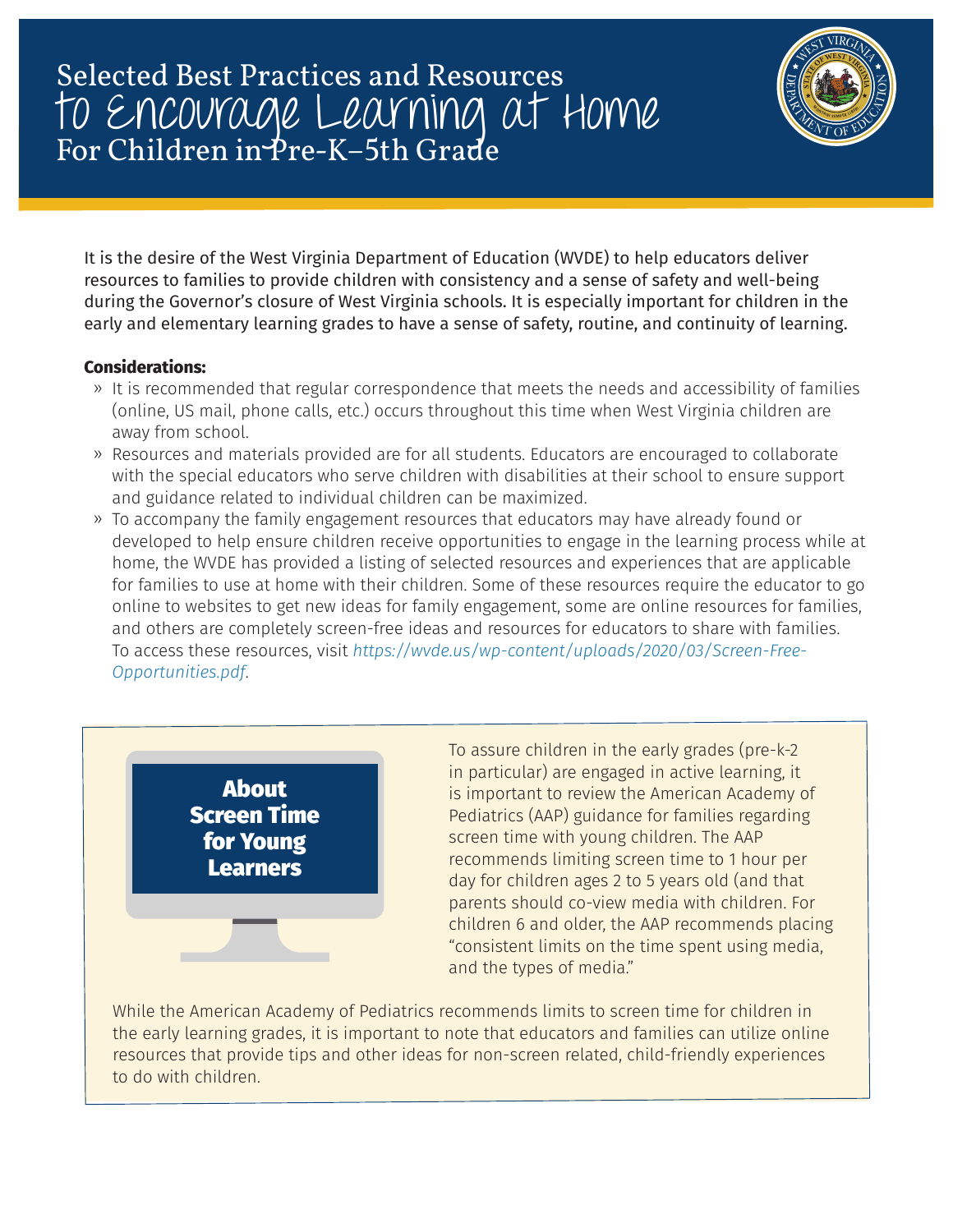# Selected Best Practices and Resources to Encourage Learning at Home For Children in Pre-K–5th Grade

It is the desire of the West Virginia Department of Education (WVDE) to help educators deliver resources to families to provide children with consistency and a sense of safety and well-being during the Governor's closure of West Virginia schools. It is especially important for children in the early and elementary learning grades to have a sense of safety, routine, and continuity of learning.

**Considerations:**

- It is recommended that regular correspondence that meets the needs and accessibility of families (online, US mail, phone calls, etc.) occurs throughout this time when West Virginia children are away from school.
- Resources and materials provided are for all students. Educators are encouraged to collaborate with the special educators who serve children with disabilities at their school to ensure support and guidance related to individual children can be maximized.
- To accompany the family engagement resources that educators may have already found or developed to help ensure children receive opportunities to engage in the learning process while at home, the WVDE has provided a listing of selected resources and experiences that are applicable for families to use at home with their children. Some of these resources require the educator to go online to websites to get new ideas for family engagement, some are online resources for families, and others are completely screen-free ideas and resources for educators to share with families. To access these resources, visit *https://wvde.us/wp-content/uploads/2020/03/Screen-Free-Opportunities.pdf*.

## About Screen Time for Young Learners

To assure children in the early grades (pre-k-2 in particular) are engaged in active learning, it is important to review the American Academy of Pediatrics (AAP) guidance for families regarding screen time with young children. The AAP recommends limiting screen time to 1 hour per day for children ages 2 to 5 years old (and that parents should co-view media with children. For children 6 and older, the AAP recommends placing "consistent limits on the time spent using media, and the types of media."

While the American Academy of Pediatrics recommends limits to screen time for children in the early learning grades, it is important to note that educators and families can utilize online resources that provide tips and other ideas for non-screen related, child-friendly experiences to do with children.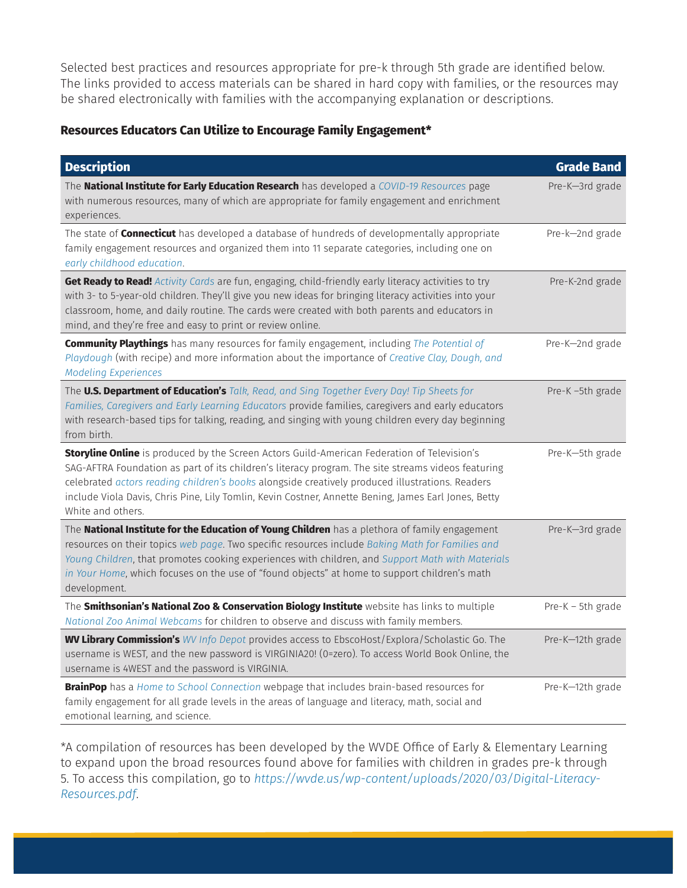Selected best practices and resources appropriate for pre-k through 5th grade are identified below. The links provided to access materials can be shared in hard copy with families, or the resources may be shared electronically with families with the accompanying explanation or descriptions.

**Resources Educators Can Utilize to Encourage Family Engagement***

| Description | Grade Band |
|---|---|
| The **National Institute for Early Education Research** has developed a *COVID-19 Resources* page with numerous resources, many of which are appropriate for family engagement and enrichment experiences. | Pre-K—3rd grade |
| The state of **Connecticut** has developed a database of hundreds of developmentally appropriate family engagement resources and organized them into 11 separate categories, including one on *early childhood education*. | Pre-k—2nd grade |
| **Get Ready to Read!** *Activity Cards* are fun, engaging, child-friendly early literacy activities to try with 3- to 5-year-old children. They'll give you new ideas for bringing literacy activities into your classroom, home, and daily routine. The cards were created with both parents and educators in mind, and they're free and easy to print or review online. | Pre-K-2nd grade |
| **Community Playthings** has many resources for family engagement, including *The Potential of Playdough* (with recipe) and more information about the importance of *Creative Clay, Dough, and Modeling Experiences* | Pre-K—2nd grade |
| The **U.S. Department of Education's** *Talk, Read, and Sing Together Every Day! Tip Sheets for Families, Caregivers and Early Learning Educators* provide families, caregivers and early educators with research-based tips for talking, reading, and singing with young children every day beginning from birth. | Pre-K –5th grade |
| **Storyline Online** is produced by the Screen Actors Guild-American Federation of Television's SAG-AFTRA Foundation as part of its children's literacy program. The site streams videos featuring celebrated *actors reading children's books* alongside creatively produced illustrations. Readers include Viola Davis, Chris Pine, Lily Tomlin, Kevin Costner, Annette Bening, James Earl Jones, Betty White and others. | Pre-K—5th grade |
| The **National Institute for the Education of Young Children** has a plethora of family engagement resources on their topics *web page*. Two specific resources include *Baking Math for Families and Young Children*, that promotes cooking experiences with children, and *Support Math with Materials in Your Home*, which focuses on the use of "found objects" at home to support children's math development. | Pre-K—3rd grade |
| The **Smithsonian's National Zoo & Conservation Biology Institute** website has links to multiple *National Zoo Animal Webcams* for children to observe and discuss with family members. | Pre-K – 5th grade |
| **WV Library Commission's** *WV Info Depot* provides access to EbscoHost/Explora/Scholastic Go. The username is WEST, and the new password is VIRGINIA20! (0=zero). To access World Book Online, the username is 4WEST and the password is VIRGINIA. | Pre-K—12th grade |
| **BrainPop** has a *Home to School Connection* webpage that includes brain-based resources for family engagement for all grade levels in the areas of language and literacy, math, social and emotional learning, and science. | Pre-K—12th grade |

*A compilation of resources has been developed by the WVDE Office of Early & Elementary Learning to expand upon the broad resources found above for families with children in grades pre-k through 5. To access this compilation, go to *https://wvde.us/wp-content/uploads/2020/03/Digital-Literacy-Resources.pdf*.